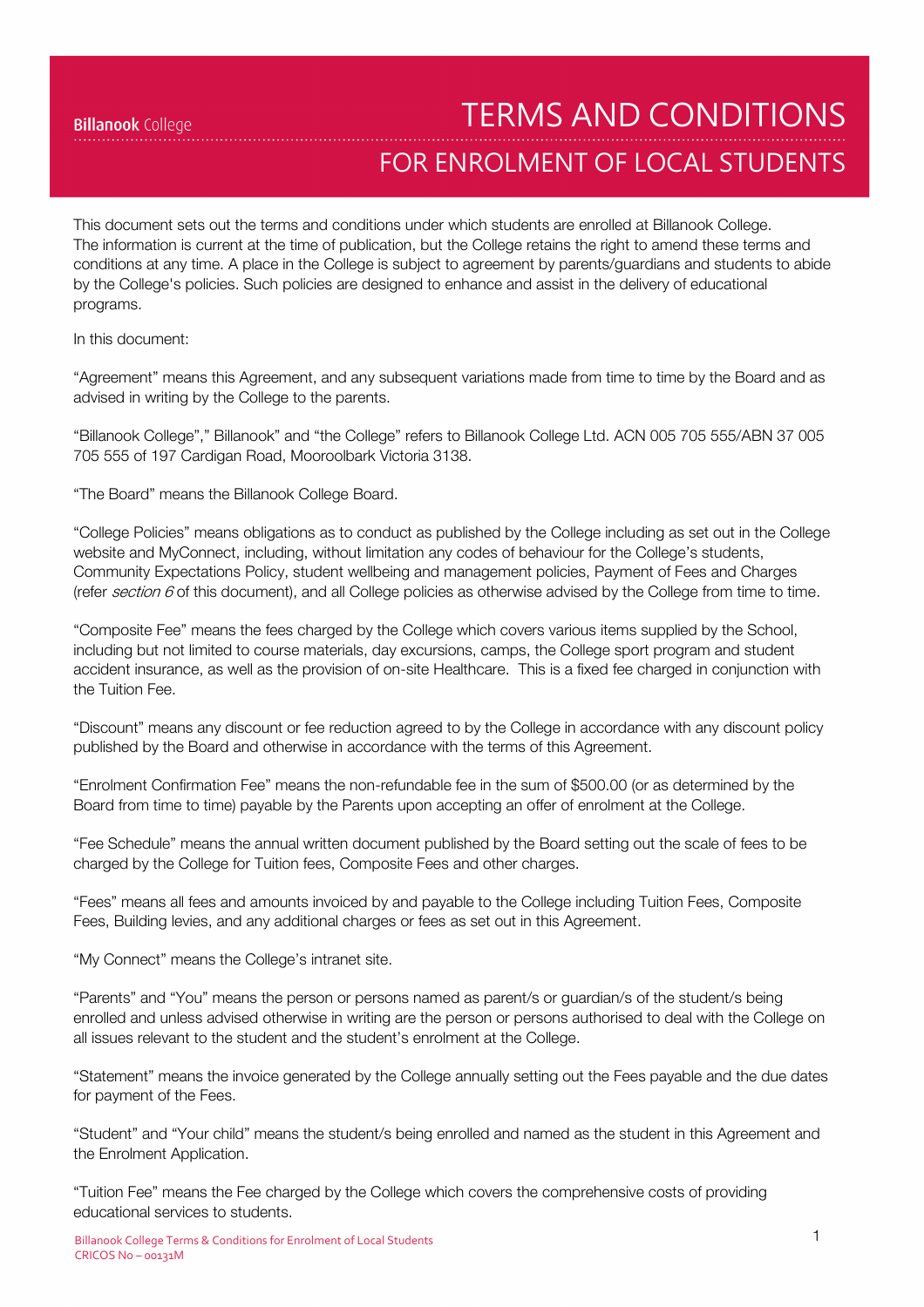Billanook College

# TERMS AND CONDITIONS

## FOR ENROLMENT OF LOCAL STUDENTS

This document sets out the terms and conditions under which students are enrolled at Billanook College. The information is current at the time of publication, but the College retains the right to amend these terms and conditions at any time. A place in the College is subject to agreement by parents/guardians and students to abide by the College's policies. Such policies are designed to enhance and assist in the delivery of educational programs.

In this document:

"Agreement" means this Agreement, and any subsequent variations made from time to time by the Board and as advised in writing by the College to the parents.

"Billanook College"," Billanook" and "the College" refers to Billanook College Ltd. ACN 005 705 555/ABN 37 005 705 555 of 197 Cardigan Road, Mooroolbark Victoria 3138.

"The Board" means the Billanook College Board.

"College Policies" means obligations as to conduct as published by the College including as set out in the College website and MyConnect, including, without limitation any codes of behaviour for the College's students, Community Expectations Policy, student wellbeing and management policies, Payment of Fees and Charges (refer *section 6* of this document), and all College policies as otherwise advised by the College from time to time.

"Composite Fee" means the fees charged by the College which covers various items supplied by the School, including but not limited to course materials, day excursions, camps, the College sport program and student accident insurance, as well as the provision of on-site Healthcare. This is a fixed fee charged in conjunction with the Tuition Fee.

"Discount" means any discount or fee reduction agreed to by the College in accordance with any discount policy published by the Board and otherwise in accordance with the terms of this Agreement.

"Enrolment Confirmation Fee" means the non-refundable fee in the sum of $500.00 (or as determined by the Board from time to time) payable by the Parents upon accepting an offer of enrolment at the College.

"Fee Schedule" means the annual written document published by the Board setting out the scale of fees to be charged by the College for Tuition fees, Composite Fees and other charges.

"Fees" means all fees and amounts invoiced by and payable to the College including Tuition Fees, Composite Fees, Building levies, and any additional charges or fees as set out in this Agreement.

"My Connect" means the College's intranet site.

"Parents" and "You" means the person or persons named as parent/s or guardian/s of the student/s being enrolled and unless advised otherwise in writing are the person or persons authorised to deal with the College on all issues relevant to the student and the student's enrolment at the College.

"Statement" means the invoice generated by the College annually setting out the Fees payable and the due dates for payment of the Fees.

"Student" and "Your child" means the student/s being enrolled and named as the student in this Agreement and the Enrolment Application.

"Tuition Fee" means the Fee charged by the College which covers the comprehensive costs of providing educational services to students.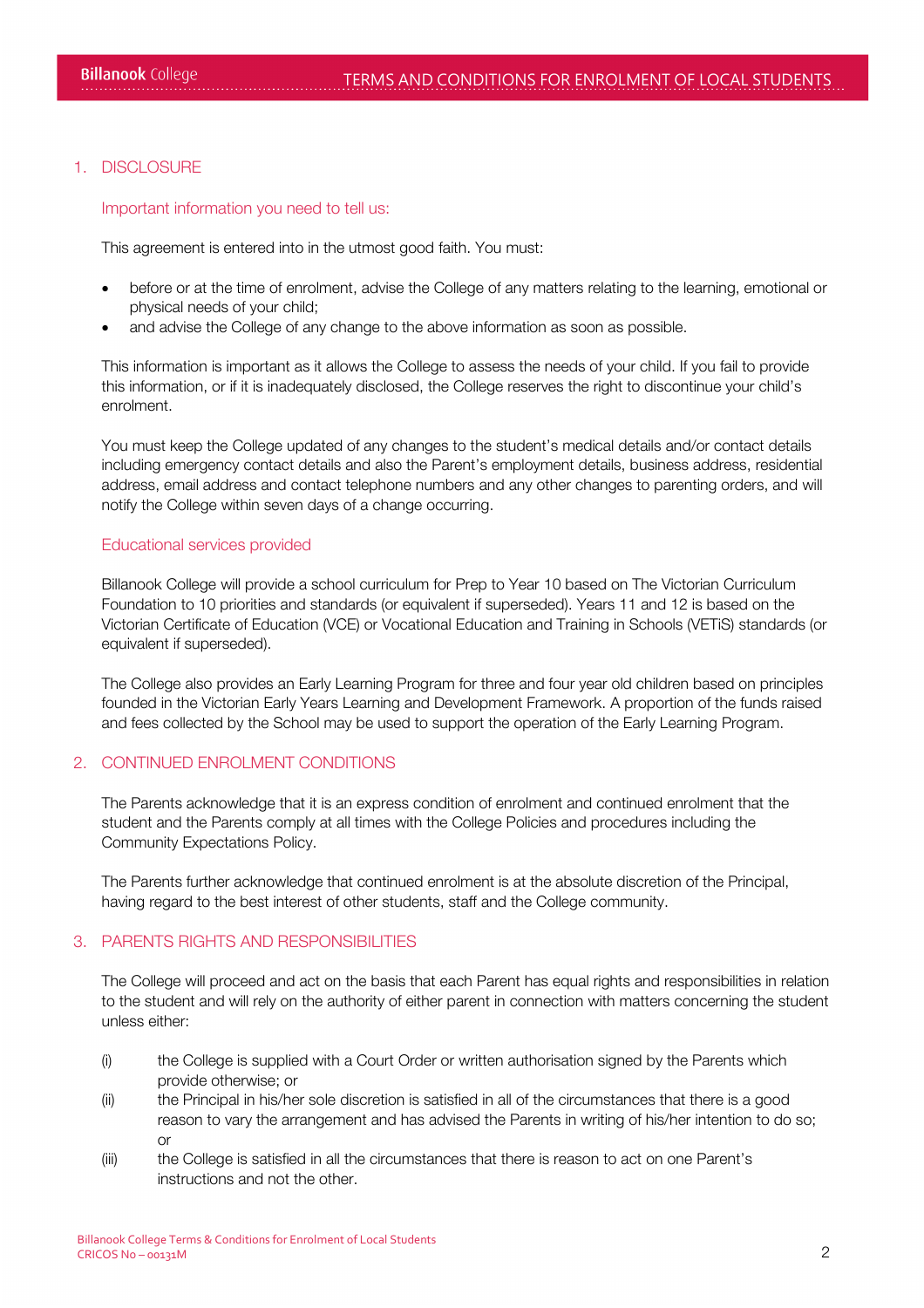## 1. DISCLOSURE

### Important information you need to tell us:

This agreement is entered into in the utmost good faith. You must:

- before or at the time of enrolment, advise the College of any matters relating to the learning, emotional or physical needs of your child;
- and advise the College of any change to the above information as soon as possible.

This information is important as it allows the College to assess the needs of your child. If you fail to provide this information, or if it is inadequately disclosed, the College reserves the right to discontinue your child's enrolment.

You must keep the College updated of any changes to the student's medical details and/or contact details including emergency contact details and also the Parent's employment details, business address, residential address, email address and contact telephone numbers and any other changes to parenting orders, and will notify the College within seven days of a change occurring.

### Educational services provided

Billanook College will provide a school curriculum for Prep to Year 10 based on The Victorian Curriculum Foundation to 10 priorities and standards (or equivalent if superseded). Years 11 and 12 is based on the Victorian Certificate of Education (VCE) or Vocational Education and Training in Schools (VETiS) standards (or equivalent if superseded).

The College also provides an Early Learning Program for three and four year old children based on principles founded in the Victorian Early Years Learning and Development Framework. A proportion of the funds raised and fees collected by the School may be used to support the operation of the Early Learning Program.

## 2. CONTINUED ENROLMENT CONDITIONS

The Parents acknowledge that it is an express condition of enrolment and continued enrolment that the student and the Parents comply at all times with the College Policies and procedures including the Community Expectations Policy.

The Parents further acknowledge that continued enrolment is at the absolute discretion of the Principal, having regard to the best interest of other students, staff and the College community.

## 3. PARENTS RIGHTS AND RESPONSIBILITIES

The College will proceed and act on the basis that each Parent has equal rights and responsibilities in relation to the student and will rely on the authority of either parent in connection with matters concerning the student unless either:

(i) the College is supplied with a Court Order or written authorisation signed by the Parents which provide otherwise; or

(ii) the Principal in his/her sole discretion is satisfied in all of the circumstances that there is a good reason to vary the arrangement and has advised the Parents in writing of his/her intention to do so; or

(iii) the College is satisfied in all the circumstances that there is reason to act on one Parent's instructions and not the other.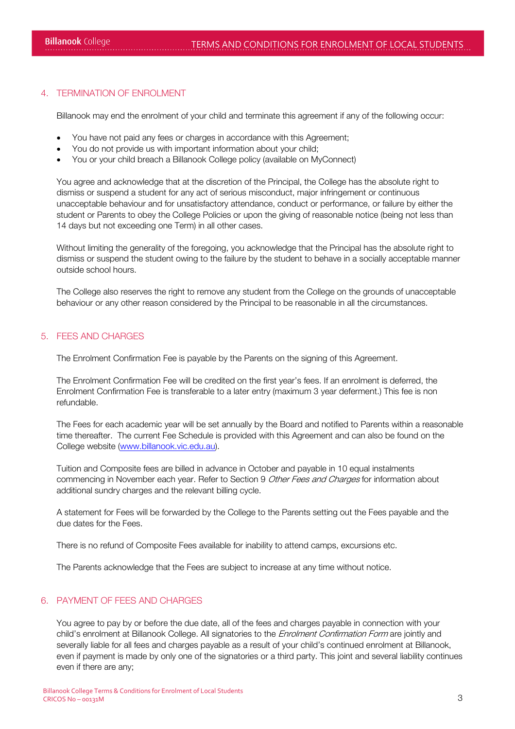## 4. TERMINATION OF ENROLMENT

Billanook may end the enrolment of your child and terminate this agreement if any of the following occur:

- You have not paid any fees or charges in accordance with this Agreement;
- You do not provide us with important information about your child;
- You or your child breach a Billanook College policy (available on MyConnect)

You agree and acknowledge that at the discretion of the Principal, the College has the absolute right to dismiss or suspend a student for any act of serious misconduct, major infringement or continuous unacceptable behaviour and for unsatisfactory attendance, conduct or performance, or failure by either the student or Parents to obey the College Policies or upon the giving of reasonable notice (being not less than 14 days but not exceeding one Term) in all other cases.

Without limiting the generality of the foregoing, you acknowledge that the Principal has the absolute right to dismiss or suspend the student owing to the failure by the student to behave in a socially acceptable manner outside school hours.

The College also reserves the right to remove any student from the College on the grounds of unacceptable behaviour or any other reason considered by the Principal to be reasonable in all the circumstances.

## 5. FEES AND CHARGES

The Enrolment Confirmation Fee is payable by the Parents on the signing of this Agreement.

The Enrolment Confirmation Fee will be credited on the first year's fees. If an enrolment is deferred, the Enrolment Confirmation Fee is transferable to a later entry (maximum 3 year deferment.) This fee is non refundable.

The Fees for each academic year will be set annually by the Board and notified to Parents within a reasonable time thereafter. The current Fee Schedule is provided with this Agreement and can also be found on the College website (www.billanook.vic.edu.au).

Tuition and Composite fees are billed in advance in October and payable in 10 equal instalments commencing in November each year. Refer to Section 9 *Other Fees and Charges* for information about additional sundry charges and the relevant billing cycle.

A statement for Fees will be forwarded by the College to the Parents setting out the Fees payable and the due dates for the Fees.

There is no refund of Composite Fees available for inability to attend camps, excursions etc.

The Parents acknowledge that the Fees are subject to increase at any time without notice.

## 6. PAYMENT OF FEES AND CHARGES

You agree to pay by or before the due date, all of the fees and charges payable in connection with your child's enrolment at Billanook College. All signatories to the *Enrolment Confirmation Form* are jointly and severally liable for all fees and charges payable as a result of your child's continued enrolment at Billanook, even if payment is made by only one of the signatories or a third party. This joint and several liability continues even if there are any;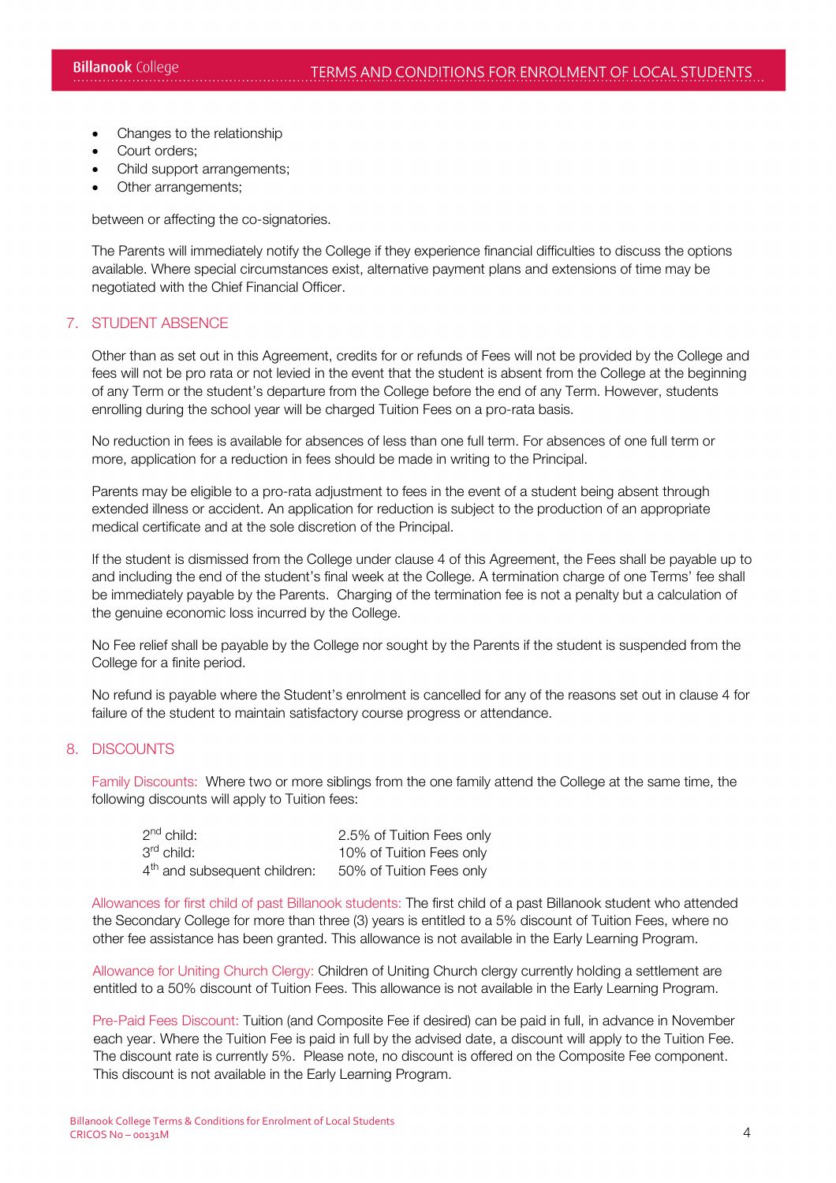- Changes to the relationship
- Court orders;
- Child support arrangements;
- Other arrangements;

between or affecting the co-signatories.

The Parents will immediately notify the College if they experience financial difficulties to discuss the options available. Where special circumstances exist, alternative payment plans and extensions of time may be negotiated with the Chief Financial Officer.

## 7. STUDENT ABSENCE

Other than as set out in this Agreement, credits for or refunds of Fees will not be provided by the College and fees will not be pro rata or not levied in the event that the student is absent from the College at the beginning of any Term or the student's departure from the College before the end of any Term. However, students enrolling during the school year will be charged Tuition Fees on a pro-rata basis.

No reduction in fees is available for absences of less than one full term. For absences of one full term or more, application for a reduction in fees should be made in writing to the Principal.

Parents may be eligible to a pro-rata adjustment to fees in the event of a student being absent through extended illness or accident. An application for reduction is subject to the production of an appropriate medical certificate and at the sole discretion of the Principal.

If the student is dismissed from the College under clause 4 of this Agreement, the Fees shall be payable up to and including the end of the student's final week at the College. A termination charge of one Terms' fee shall be immediately payable by the Parents. Charging of the termination fee is not a penalty but a calculation of the genuine economic loss incurred by the College.

No Fee relief shall be payable by the College nor sought by the Parents if the student is suspended from the College for a finite period.

No refund is payable where the Student's enrolment is cancelled for any of the reasons set out in clause 4 for failure of the student to maintain satisfactory course progress or attendance.

## 8. DISCOUNTS

Family Discounts: Where two or more siblings from the one family attend the College at the same time, the following discounts will apply to Tuition fees:

| | |
|---|---|
| 2nd child: | 2.5% of Tuition Fees only |
| 3rd child: | 10% of Tuition Fees only |
| 4th and subsequent children: | 50% of Tuition Fees only |

Allowances for first child of past Billanook students: The first child of a past Billanook student who attended the Secondary College for more than three (3) years is entitled to a 5% discount of Tuition Fees, where no other fee assistance has been granted. This allowance is not available in the Early Learning Program.

Allowance for Uniting Church Clergy: Children of Uniting Church clergy currently holding a settlement are entitled to a 50% discount of Tuition Fees. This allowance is not available in the Early Learning Program.

Pre-Paid Fees Discount: Tuition (and Composite Fee if desired) can be paid in full, in advance in November each year. Where the Tuition Fee is paid in full by the advised date, a discount will apply to the Tuition Fee. The discount rate is currently 5%. Please note, no discount is offered on the Composite Fee component. This discount is not available in the Early Learning Program.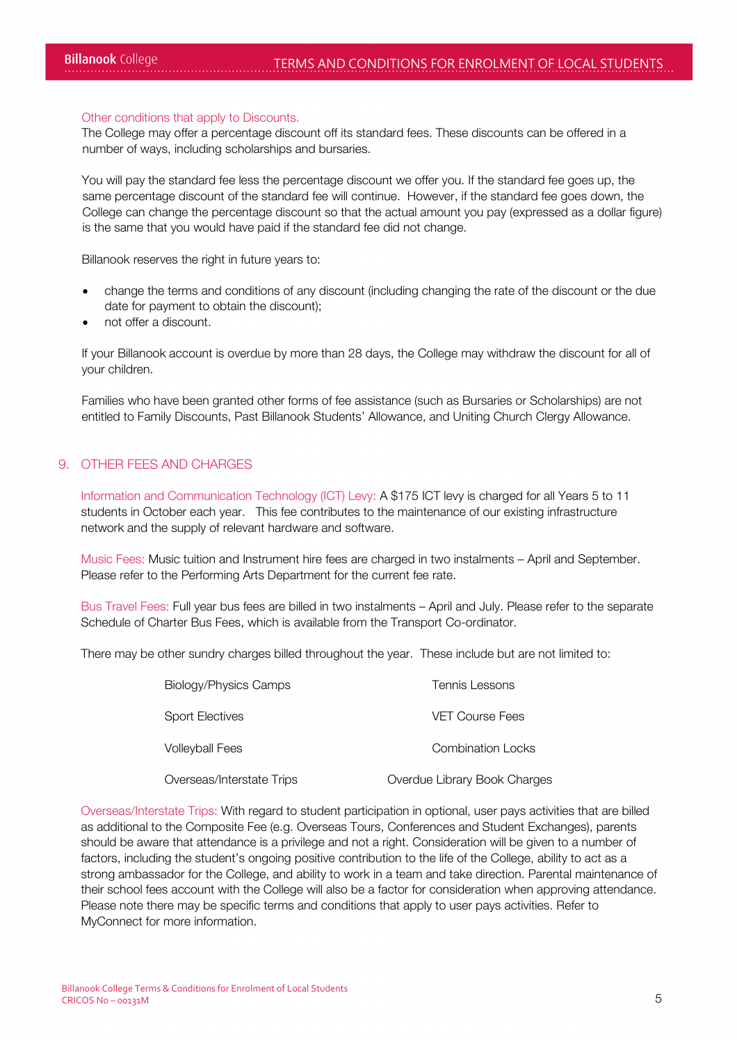### Other conditions that apply to Discounts.

The College may offer a percentage discount off its standard fees. These discounts can be offered in a number of ways, including scholarships and bursaries.

You will pay the standard fee less the percentage discount we offer you. If the standard fee goes up, the same percentage discount of the standard fee will continue. However, if the standard fee goes down, the College can change the percentage discount so that the actual amount you pay (expressed as a dollar figure) is the same that you would have paid if the standard fee did not change.

Billanook reserves the right in future years to:

- change the terms and conditions of any discount (including changing the rate of the discount or the due date for payment to obtain the discount);
- not offer a discount.

If your Billanook account is overdue by more than 28 days, the College may withdraw the discount for all of your children.

Families who have been granted other forms of fee assistance (such as Bursaries or Scholarships) are not entitled to Family Discounts, Past Billanook Students' Allowance, and Uniting Church Clergy Allowance.

## 9. OTHER FEES AND CHARGES

**Information and Communication Technology (ICT) Levy:** A $175 ICT levy is charged for all Years 5 to 11 students in October each year. This fee contributes to the maintenance of our existing infrastructure network and the supply of relevant hardware and software.

**Music Fees:** Music tuition and Instrument hire fees are charged in two instalments – April and September. Please refer to the Performing Arts Department for the current fee rate.

**Bus Travel Fees:** Full year bus fees are billed in two instalments – April and July. Please refer to the separate Schedule of Charter Bus Fees, which is available from the Transport Co-ordinator.

There may be other sundry charges billed throughout the year. These include but are not limited to:

- Biology/Physics Camps
- Tennis Lessons
- Sport Electives
- VET Course Fees
- Volleyball Fees
- Combination Locks
- Overseas/Interstate Trips
- Overdue Library Book Charges

**Overseas/Interstate Trips:** With regard to student participation in optional, user pays activities that are billed as additional to the Composite Fee (e.g. Overseas Tours, Conferences and Student Exchanges), parents should be aware that attendance is a privilege and not a right. Consideration will be given to a number of factors, including the student's ongoing positive contribution to the life of the College, ability to act as a strong ambassador for the College, and ability to work in a team and take direction. Parental maintenance of their school fees account with the College will also be a factor for consideration when approving attendance. Please note there may be specific terms and conditions that apply to user pays activities. Refer to MyConnect for more information.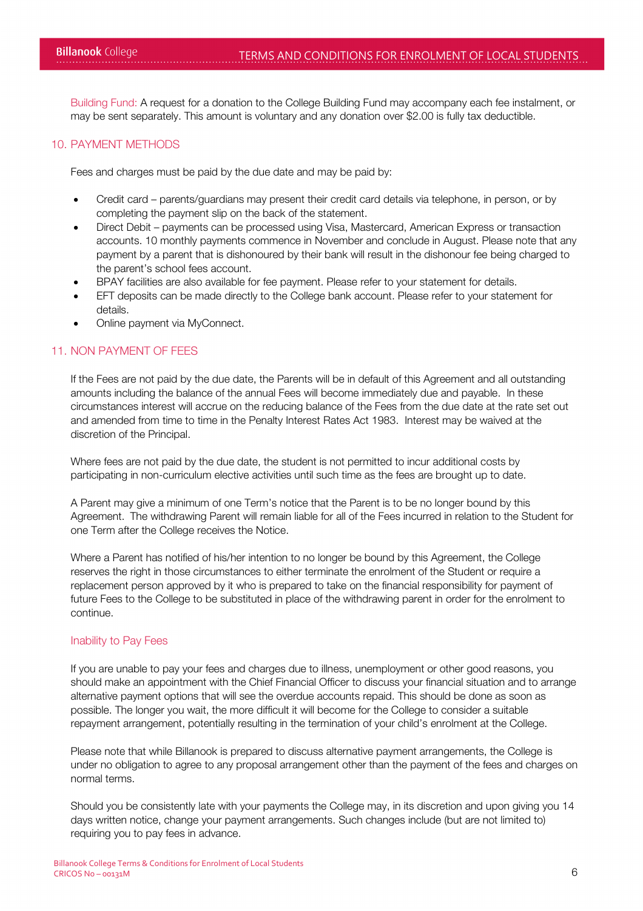Building Fund: A request for a donation to the College Building Fund may accompany each fee instalment, or may be sent separately. This amount is voluntary and any donation over $2.00 is fully tax deductible.

## 10. PAYMENT METHODS

Fees and charges must be paid by the due date and may be paid by:

- Credit card – parents/guardians may present their credit card details via telephone, in person, or by completing the payment slip on the back of the statement.
- Direct Debit – payments can be processed using Visa, Mastercard, American Express or transaction accounts. 10 monthly payments commence in November and conclude in August. Please note that any payment by a parent that is dishonoured by their bank will result in the dishonour fee being charged to the parent's school fees account.
- BPAY facilities are also available for fee payment. Please refer to your statement for details.
- EFT deposits can be made directly to the College bank account. Please refer to your statement for details.
- Online payment via MyConnect.

## 11. NON PAYMENT OF FEES

If the Fees are not paid by the due date, the Parents will be in default of this Agreement and all outstanding amounts including the balance of the annual Fees will become immediately due and payable. In these circumstances interest will accrue on the reducing balance of the Fees from the due date at the rate set out and amended from time to time in the Penalty Interest Rates Act 1983. Interest may be waived at the discretion of the Principal.

Where fees are not paid by the due date, the student is not permitted to incur additional costs by participating in non-curriculum elective activities until such time as the fees are brought up to date.

A Parent may give a minimum of one Term's notice that the Parent is to be no longer bound by this Agreement. The withdrawing Parent will remain liable for all of the Fees incurred in relation to the Student for one Term after the College receives the Notice.

Where a Parent has notified of his/her intention to no longer be bound by this Agreement, the College reserves the right in those circumstances to either terminate the enrolment of the Student or require a replacement person approved by it who is prepared to take on the financial responsibility for payment of future Fees to the College to be substituted in place of the withdrawing parent in order for the enrolment to continue.

### Inability to Pay Fees

If you are unable to pay your fees and charges due to illness, unemployment or other good reasons, you should make an appointment with the Chief Financial Officer to discuss your financial situation and to arrange alternative payment options that will see the overdue accounts repaid. This should be done as soon as possible. The longer you wait, the more difficult it will become for the College to consider a suitable repayment arrangement, potentially resulting in the termination of your child's enrolment at the College.

Please note that while Billanook is prepared to discuss alternative payment arrangements, the College is under no obligation to agree to any proposal arrangement other than the payment of the fees and charges on normal terms.

Should you be consistently late with your payments the College may, in its discretion and upon giving you 14 days written notice, change your payment arrangements. Such changes include (but are not limited to) requiring you to pay fees in advance.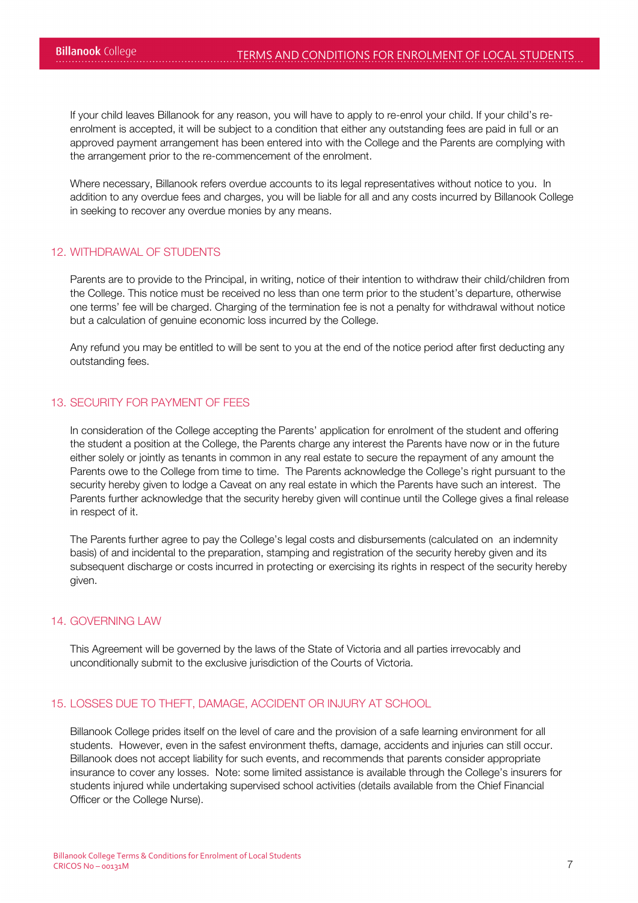If your child leaves Billanook for any reason, you will have to apply to re-enrol your child. If your child's re-enrolment is accepted, it will be subject to a condition that either any outstanding fees are paid in full or an approved payment arrangement has been entered into with the College and the Parents are complying with the arrangement prior to the re-commencement of the enrolment.

Where necessary, Billanook refers overdue accounts to its legal representatives without notice to you. In addition to any overdue fees and charges, you will be liable for all and any costs incurred by Billanook College in seeking to recover any overdue monies by any means.

## 12. WITHDRAWAL OF STUDENTS

Parents are to provide to the Principal, in writing, notice of their intention to withdraw their child/children from the College. This notice must be received no less than one term prior to the student's departure, otherwise one terms' fee will be charged. Charging of the termination fee is not a penalty for withdrawal without notice but a calculation of genuine economic loss incurred by the College.

Any refund you may be entitled to will be sent to you at the end of the notice period after first deducting any outstanding fees.

## 13. SECURITY FOR PAYMENT OF FEES

In consideration of the College accepting the Parents' application for enrolment of the student and offering the student a position at the College, the Parents charge any interest the Parents have now or in the future either solely or jointly as tenants in common in any real estate to secure the repayment of any amount the Parents owe to the College from time to time. The Parents acknowledge the College's right pursuant to the security hereby given to lodge a Caveat on any real estate in which the Parents have such an interest. The Parents further acknowledge that the security hereby given will continue until the College gives a final release in respect of it.

The Parents further agree to pay the College's legal costs and disbursements (calculated on an indemnity basis) of and incidental to the preparation, stamping and registration of the security hereby given and its subsequent discharge or costs incurred in protecting or exercising its rights in respect of the security hereby given.

## 14. GOVERNING LAW

This Agreement will be governed by the laws of the State of Victoria and all parties irrevocably and unconditionally submit to the exclusive jurisdiction of the Courts of Victoria.

## 15. LOSSES DUE TO THEFT, DAMAGE, ACCIDENT OR INJURY AT SCHOOL

Billanook College prides itself on the level of care and the provision of a safe learning environment for all students. However, even in the safest environment thefts, damage, accidents and injuries can still occur. Billanook does not accept liability for such events, and recommends that parents consider appropriate insurance to cover any losses. Note: some limited assistance is available through the College's insurers for students injured while undertaking supervised school activities (details available from the Chief Financial Officer or the College Nurse).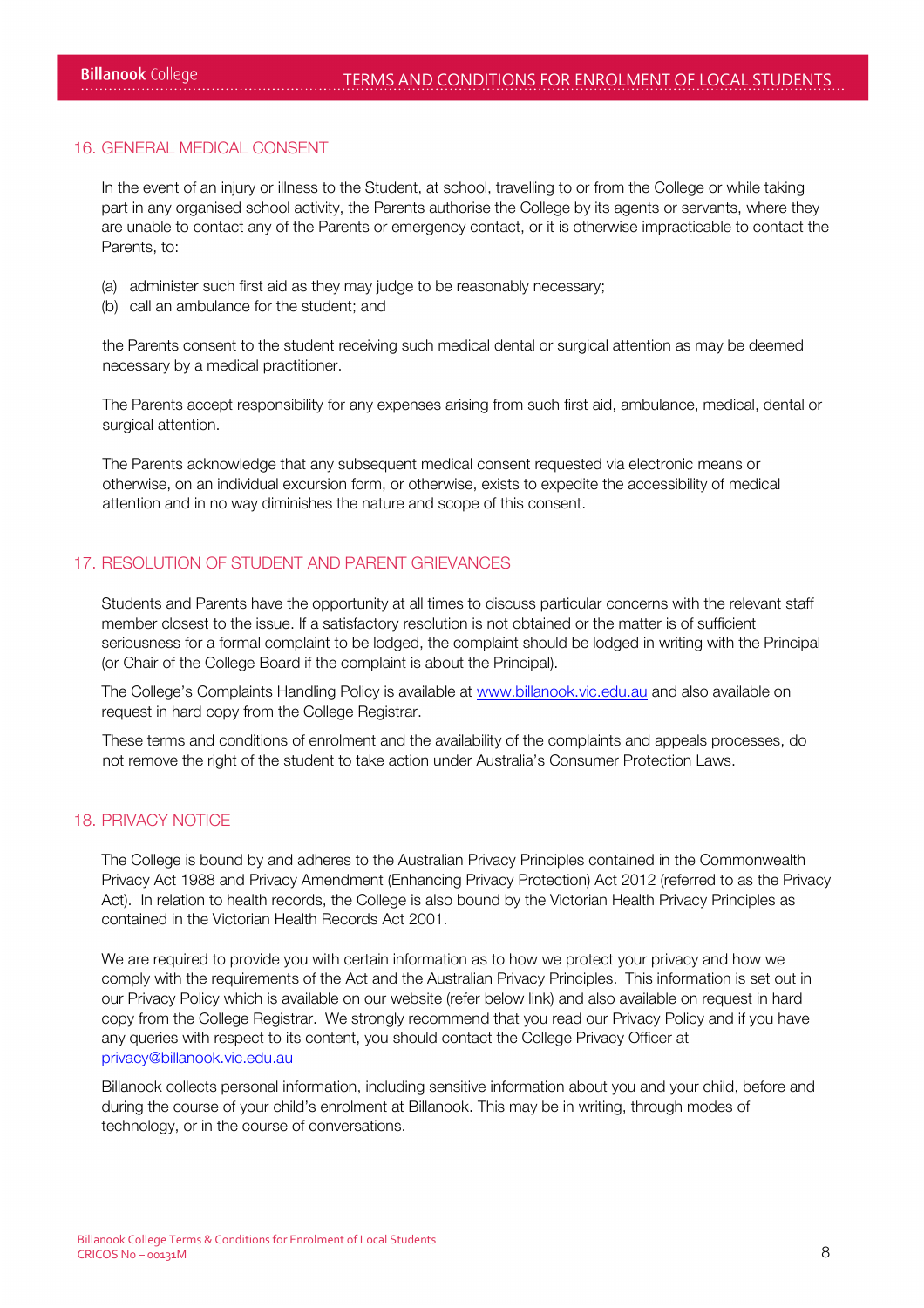## 16. GENERAL MEDICAL CONSENT

In the event of an injury or illness to the Student, at school, travelling to or from the College or while taking part in any organised school activity, the Parents authorise the College by its agents or servants, where they are unable to contact any of the Parents or emergency contact, or it is otherwise impracticable to contact the Parents, to:

(a) administer such first aid as they may judge to be reasonably necessary;
(b) call an ambulance for the student; and

the Parents consent to the student receiving such medical dental or surgical attention as may be deemed necessary by a medical practitioner.

The Parents accept responsibility for any expenses arising from such first aid, ambulance, medical, dental or surgical attention.

The Parents acknowledge that any subsequent medical consent requested via electronic means or otherwise, on an individual excursion form, or otherwise, exists to expedite the accessibility of medical attention and in no way diminishes the nature and scope of this consent.

## 17. RESOLUTION OF STUDENT AND PARENT GRIEVANCES

Students and Parents have the opportunity at all times to discuss particular concerns with the relevant staff member closest to the issue. If a satisfactory resolution is not obtained or the matter is of sufficient seriousness for a formal complaint to be lodged, the complaint should be lodged in writing with the Principal (or Chair of the College Board if the complaint is about the Principal).

The College's Complaints Handling Policy is available at www.billanook.vic.edu.au and also available on request in hard copy from the College Registrar.

These terms and conditions of enrolment and the availability of the complaints and appeals processes, do not remove the right of the student to take action under Australia's Consumer Protection Laws.

## 18. PRIVACY NOTICE

The College is bound by and adheres to the Australian Privacy Principles contained in the Commonwealth Privacy Act 1988 and Privacy Amendment (Enhancing Privacy Protection) Act 2012 (referred to as the Privacy Act). In relation to health records, the College is also bound by the Victorian Health Privacy Principles as contained in the Victorian Health Records Act 2001.

We are required to provide you with certain information as to how we protect your privacy and how we comply with the requirements of the Act and the Australian Privacy Principles. This information is set out in our Privacy Policy which is available on our website (refer below link) and also available on request in hard copy from the College Registrar. We strongly recommend that you read our Privacy Policy and if you have any queries with respect to its content, you should contact the College Privacy Officer at privacy@billanook.vic.edu.au

Billanook collects personal information, including sensitive information about you and your child, before and during the course of your child's enrolment at Billanook. This may be in writing, through modes of technology, or in the course of conversations.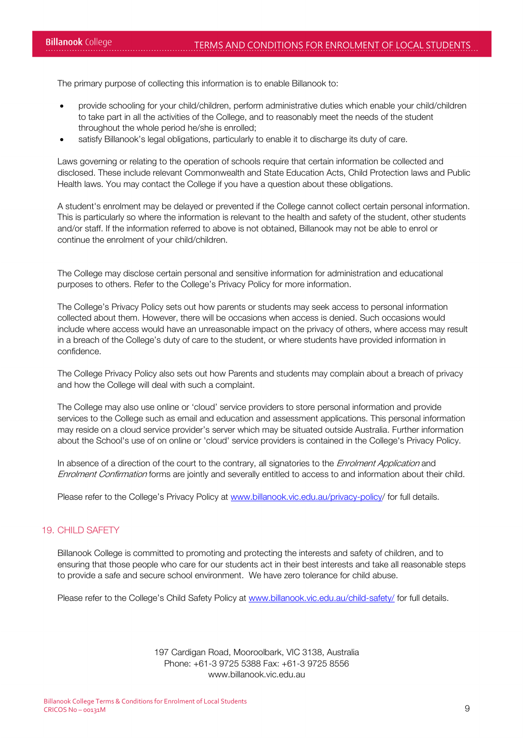The primary purpose of collecting this information is to enable Billanook to:

- provide schooling for your child/children, perform administrative duties which enable your child/children to take part in all the activities of the College, and to reasonably meet the needs of the student throughout the whole period he/she is enrolled;
- satisfy Billanook's legal obligations, particularly to enable it to discharge its duty of care.

Laws governing or relating to the operation of schools require that certain information be collected and disclosed. These include relevant Commonwealth and State Education Acts, Child Protection laws and Public Health laws. You may contact the College if you have a question about these obligations.

A student's enrolment may be delayed or prevented if the College cannot collect certain personal information. This is particularly so where the information is relevant to the health and safety of the student, other students and/or staff. If the information referred to above is not obtained, Billanook may not be able to enrol or continue the enrolment of your child/children.

The College may disclose certain personal and sensitive information for administration and educational purposes to others. Refer to the College's Privacy Policy for more information.

The College's Privacy Policy sets out how parents or students may seek access to personal information collected about them. However, there will be occasions when access is denied. Such occasions would include where access would have an unreasonable impact on the privacy of others, where access may result in a breach of the College's duty of care to the student, or where students have provided information in confidence.

The College Privacy Policy also sets out how Parents and students may complain about a breach of privacy and how the College will deal with such a complaint.

The College may also use online or 'cloud' service providers to store personal information and provide services to the College such as email and education and assessment applications. This personal information may reside on a cloud service provider's server which may be situated outside Australia. Further information about the School's use of on online or 'cloud' service providers is contained in the College's Privacy Policy.

In absence of a direction of the court to the contrary, all signatories to the *Enrolment Application* and *Enrolment Confirmation* forms are jointly and severally entitled to access to and information about their child.

Please refer to the College's Privacy Policy at www.billanook.vic.edu.au/privacy-policy/ for full details.

## 19. CHILD SAFETY

Billanook College is committed to promoting and protecting the interests and safety of children, and to ensuring that those people who care for our students act in their best interests and take all reasonable steps to provide a safe and secure school environment. We have zero tolerance for child abuse.

Please refer to the College's Child Safety Policy at www.billanook.vic.edu.au/child-safety/ for full details.

197 Cardigan Road, Mooroolbark, VIC 3138, Australia
Phone: +61-3 9725 5388 Fax: +61-3 9725 8556
www.billanook.vic.edu.au